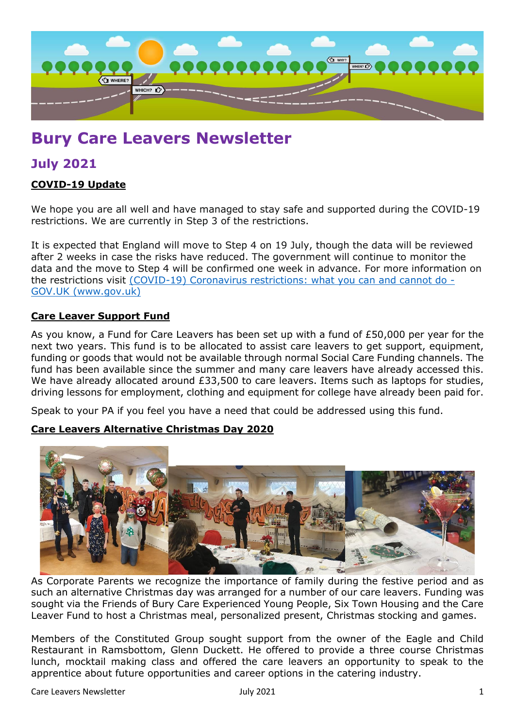# Bury Care Leavers Newsletter

## July 2021

**COVID-19 Update**

We hope you are all well and have managed to stay safe and supported during the COVID-19 restrictions. We are currently in Step 3 of the restrictions.

It is expected that England will move to Step 4 on 19 July, though the data will be reviewed after 2 weeks in case the risks have reduced. The government will continue to monitor the data and the move to Step 4 will be confirmed one week in advance. For more information on the restrictions visit (COVID-19) Coronavirus restrictions: what you can and cannot do - GOV.UK (www.gov.uk)

**Care Leaver Support Fund**

As you know, a Fund for Care Leavers has been set up with a fund of £50,000 per year for the next two years. This fund is to be allocated to assist care leavers to get support, equipment, funding or goods that would not be available through normal Social Care Funding channels. The fund has been available since the summer and many care leavers have already accessed this. We have already allocated around £33,500 to care leavers. Items such as laptops for studies, driving lessons for employment, clothing and equipment for college have already been paid for.

Speak to your PA if you feel you have a need that could be addressed using this fund.

**Care Leavers Alternative Christmas Day 2020**

As Corporate Parents we recognize the importance of family during the festive period and as such an alternative Christmas day was arranged for a number of our care leavers. Funding was sought via the Friends of Bury Care Experienced Young People, Six Town Housing and the Care Leaver Fund to host a Christmas meal, personalized present, Christmas stocking and games.

Members of the Constituted Group sought support from the owner of the Eagle and Child Restaurant in Ramsbottom, Glenn Duckett. He offered to provide a three course Christmas lunch, mocktail making class and offered the care leavers an opportunity to speak to the apprentice about future opportunities and career options in the catering industry.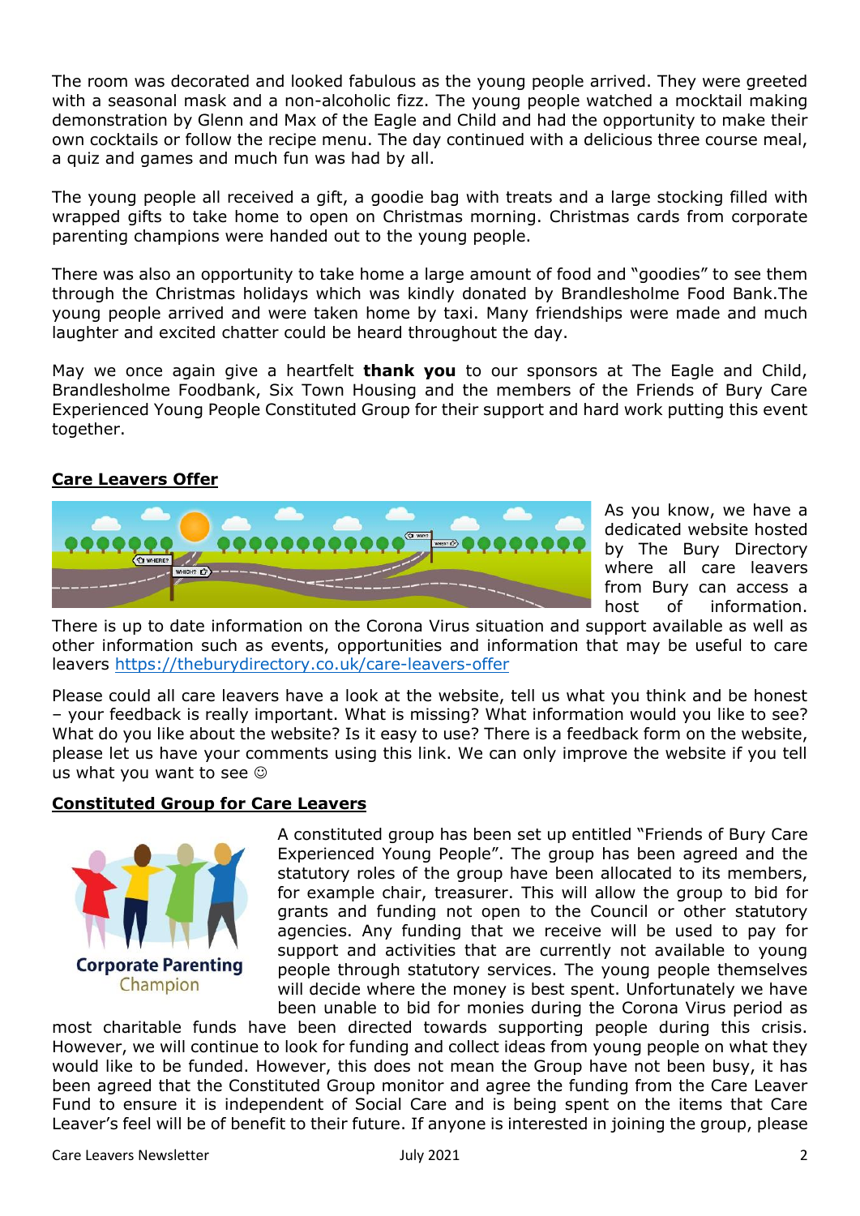The room was decorated and looked fabulous as the young people arrived. They were greeted with a seasonal mask and a non-alcoholic fizz. The young people watched a mocktail making demonstration by Glenn and Max of the Eagle and Child and had the opportunity to make their own cocktails or follow the recipe menu. The day continued with a delicious three course meal, a quiz and games and much fun was had by all.

The young people all received a gift, a goodie bag with treats and a large stocking filled with wrapped gifts to take home to open on Christmas morning. Christmas cards from corporate parenting champions were handed out to the young people.

There was also an opportunity to take home a large amount of food and "goodies" to see them through the Christmas holidays which was kindly donated by Brandlesholme Food Bank.The young people arrived and were taken home by taxi. Many friendships were made and much laughter and excited chatter could be heard throughout the day.

May we once again give a heartfelt **thank you** to our sponsors at The Eagle and Child, Brandlesholme Foodbank, Six Town Housing and the members of the Friends of Bury Care Experienced Young People Constituted Group for their support and hard work putting this event together.

## Care Leavers Offer

As you know, we have a dedicated website hosted by The Bury Directory where all care leavers from Bury can access a host of information. There is up to date information on the Corona Virus situation and support available as well as other information such as events, opportunities and information that may be useful to care leavers https://theburydirectory.co.uk/care-leavers-offer

Please could all care leavers have a look at the website, tell us what you think and be honest – your feedback is really important. What is missing? What information would you like to see? What do you like about the website? Is it easy to use? There is a feedback form on the website, please let us have your comments using this link. We can only improve the website if you tell us what you want to see ☺

## Constituted Group for Care Leavers

Corporate Parenting Champion

A constituted group has been set up entitled "Friends of Bury Care Experienced Young People". The group has been agreed and the statutory roles of the group have been allocated to its members, for example chair, treasurer. This will allow the group to bid for grants and funding not open to the Council or other statutory agencies. Any funding that we receive will be used to pay for support and activities that are currently not available to young people through statutory services. The young people themselves will decide where the money is best spent. Unfortunately we have been unable to bid for monies during the Corona Virus period as most charitable funds have been directed towards supporting people during this crisis. However, we will continue to look for funding and collect ideas from young people on what they would like to be funded. However, this does not mean the Group have not been busy, it has been agreed that the Constituted Group monitor and agree the funding from the Care Leaver Fund to ensure it is independent of Social Care and is being spent on the items that Care Leaver's feel will be of benefit to their future. If anyone is interested in joining the group, please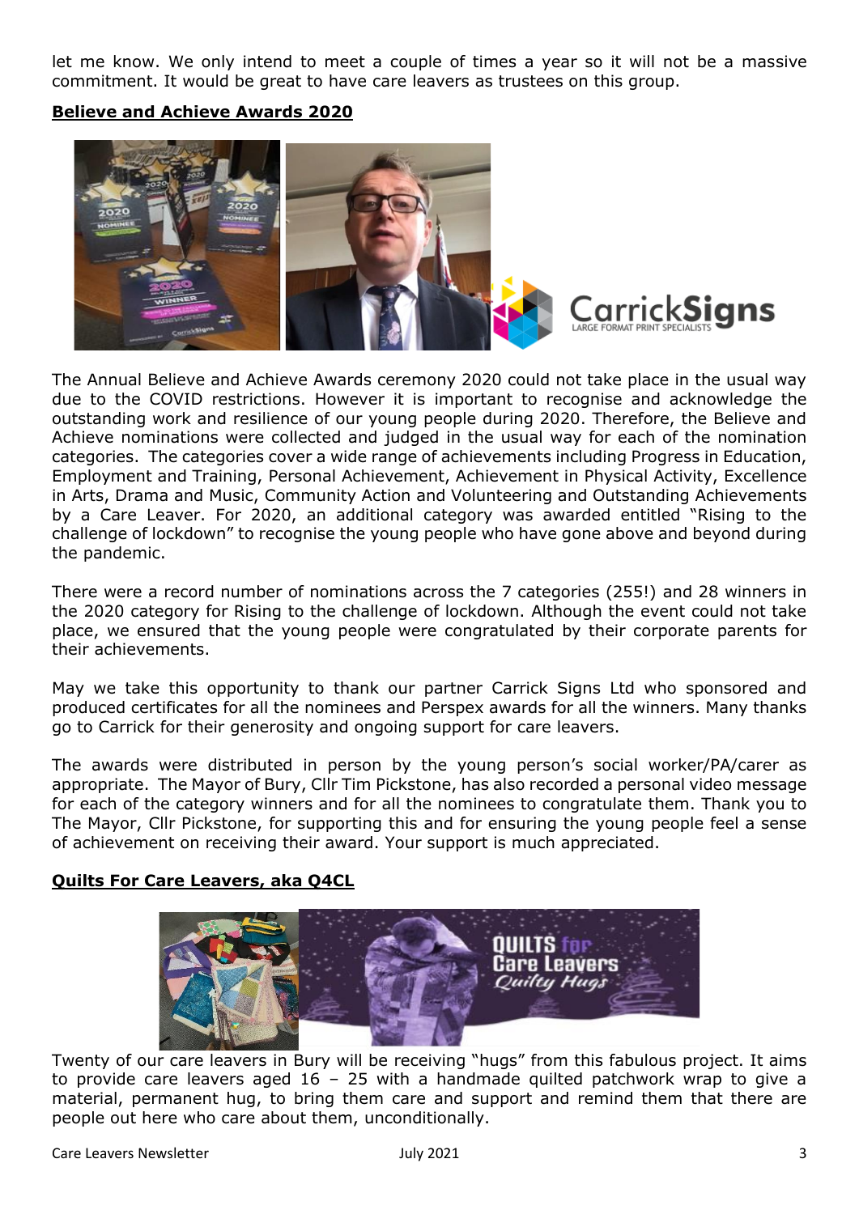let me know. We only intend to meet a couple of times a year so it will not be a massive commitment. It would be great to have care leavers as trustees on this group.

## Believe and Achieve Awards 2020

The Annual Believe and Achieve Awards ceremony 2020 could not take place in the usual way due to the COVID restrictions. However it is important to recognise and acknowledge the outstanding work and resilience of our young people during 2020. Therefore, the Believe and Achieve nominations were collected and judged in the usual way for each of the nomination categories. The categories cover a wide range of achievements including Progress in Education, Employment and Training, Personal Achievement, Achievement in Physical Activity, Excellence in Arts, Drama and Music, Community Action and Volunteering and Outstanding Achievements by a Care Leaver. For 2020, an additional category was awarded entitled "Rising to the challenge of lockdown" to recognise the young people who have gone above and beyond during the pandemic.

There were a record number of nominations across the 7 categories (255!) and 28 winners in the 2020 category for Rising to the challenge of lockdown. Although the event could not take place, we ensured that the young people were congratulated by their corporate parents for their achievements.

May we take this opportunity to thank our partner Carrick Signs Ltd who sponsored and produced certificates for all the nominees and Perspex awards for all the winners. Many thanks go to Carrick for their generosity and ongoing support for care leavers.

The awards were distributed in person by the young person's social worker/PA/carer as appropriate. The Mayor of Bury, Cllr Tim Pickstone, has also recorded a personal video message for each of the category winners and for all the nominees to congratulate them. Thank you to The Mayor, Cllr Pickstone, for supporting this and for ensuring the young people feel a sense of achievement on receiving their award. Your support is much appreciated.

## Quilts For Care Leavers, aka Q4CL

Twenty of our care leavers in Bury will be receiving "hugs" from this fabulous project. It aims to provide care leavers aged 16 – 25 with a handmade quilted patchwork wrap to give a material, permanent hug, to bring them care and support and remind them that there are people out here who care about them, unconditionally.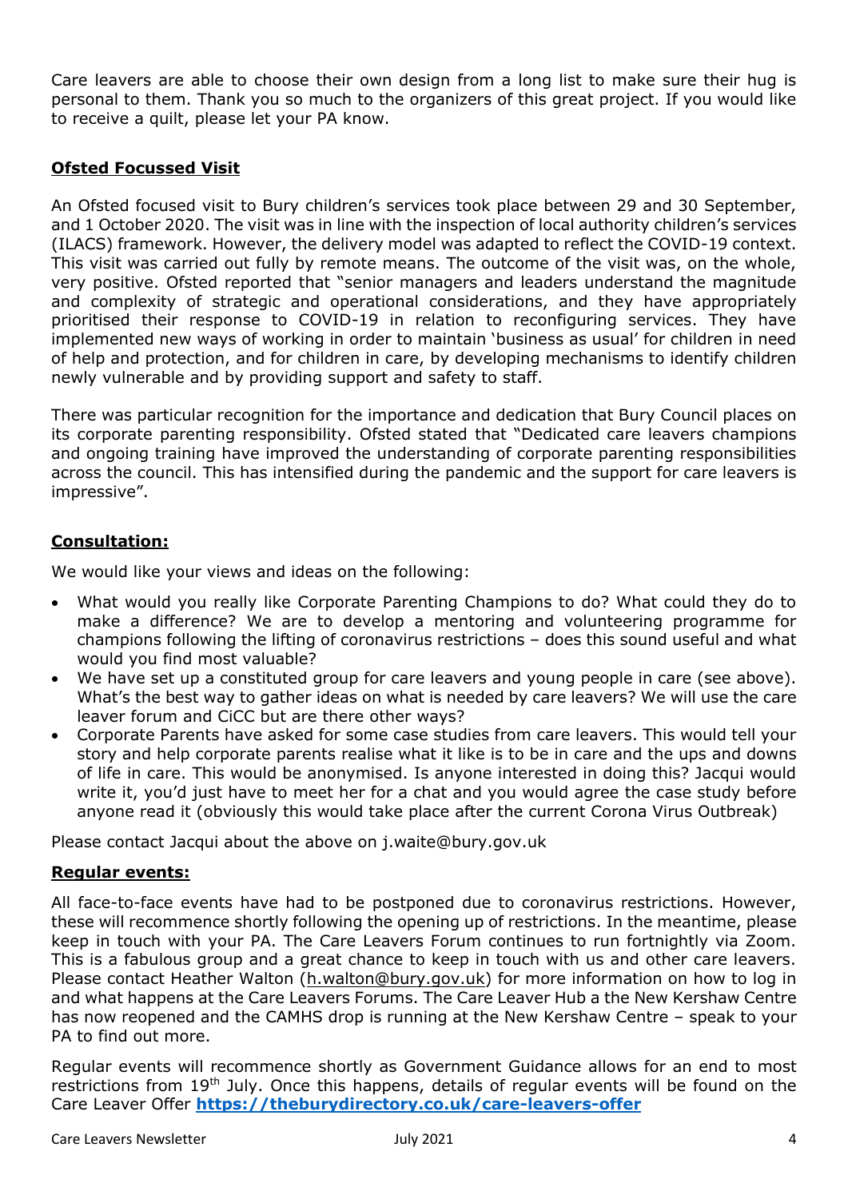Care leavers are able to choose their own design from a long list to make sure their hug is personal to them. Thank you so much to the organizers of this great project. If you would like to receive a quilt, please let your PA know.

## Ofsted Focussed Visit

An Ofsted focused visit to Bury children's services took place between 29 and 30 September, and 1 October 2020. The visit was in line with the inspection of local authority children's services (ILACS) framework. However, the delivery model was adapted to reflect the COVID-19 context. This visit was carried out fully by remote means. The outcome of the visit was, on the whole, very positive. Ofsted reported that "senior managers and leaders understand the magnitude and complexity of strategic and operational considerations, and they have appropriately prioritised their response to COVID-19 in relation to reconfiguring services. They have implemented new ways of working in order to maintain 'business as usual' for children in need of help and protection, and for children in care, by developing mechanisms to identify children newly vulnerable and by providing support and safety to staff.

There was particular recognition for the importance and dedication that Bury Council places on its corporate parenting responsibility. Ofsted stated that "Dedicated care leavers champions and ongoing training have improved the understanding of corporate parenting responsibilities across the council. This has intensified during the pandemic and the support for care leavers is impressive".

## Consultation:

We would like your views and ideas on the following:

- What would you really like Corporate Parenting Champions to do? What could they do to make a difference? We are to develop a mentoring and volunteering programme for champions following the lifting of coronavirus restrictions – does this sound useful and what would you find most valuable?
- We have set up a constituted group for care leavers and young people in care (see above). What's the best way to gather ideas on what is needed by care leavers? We will use the care leaver forum and CiCC but are there other ways?
- Corporate Parents have asked for some case studies from care leavers. This would tell your story and help corporate parents realise what it like is to be in care and the ups and downs of life in care. This would be anonymised. Is anyone interested in doing this? Jacqui would write it, you'd just have to meet her for a chat and you would agree the case study before anyone read it (obviously this would take place after the current Corona Virus Outbreak)

Please contact Jacqui about the above on j.waite@bury.gov.uk

## Regular events:

All face-to-face events have had to be postponed due to coronavirus restrictions. However, these will recommence shortly following the opening up of restrictions. In the meantime, please keep in touch with your PA. The Care Leavers Forum continues to run fortnightly via Zoom. This is a fabulous group and a great chance to keep in touch with us and other care leavers. Please contact Heather Walton (h.walton@bury.gov.uk) for more information on how to log in and what happens at the Care Leavers Forums. The Care Leaver Hub a the New Kershaw Centre has now reopened and the CAMHS drop is running at the New Kershaw Centre – speak to your PA to find out more.

Regular events will recommence shortly as Government Guidance allows for an end to most restrictions from 19th July. Once this happens, details of regular events will be found on the Care Leaver Offer **https://theburydirectory.co.uk/care-leavers-offer**